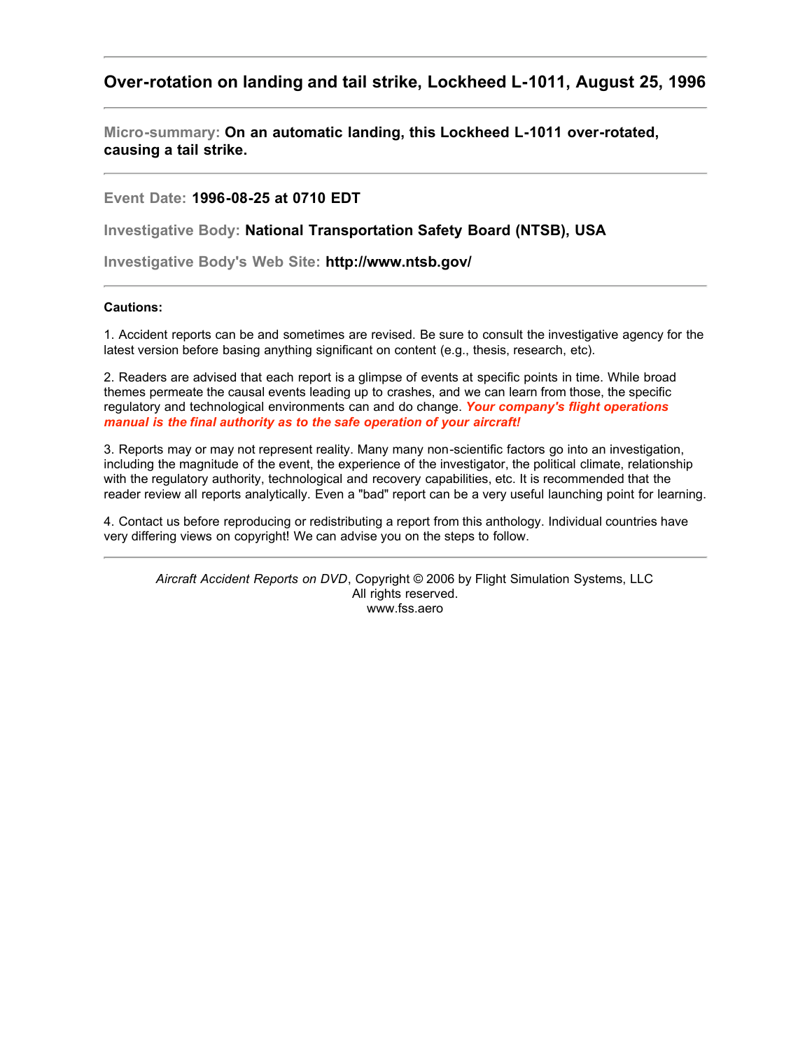## Over-rotation on landing and tail strike, Lockheed L-1011, August 25, 1996

---

**Micro-summary:** **On an automatic landing, this Lockheed L-1011 over-rotated, causing a tail strike.**

---

**Event Date:** **1996-08-25 at 0710 EDT**

**Investigative Body:** **National Transportation Safety Board (NTSB), USA**

**Investigative Body's Web Site:** **http://www.ntsb.gov/**

---

**Cautions:**

1. Accident reports can be and sometimes are revised. Be sure to consult the investigative agency for the latest version before basing anything significant on content (e.g., thesis, research, etc).

2. Readers are advised that each report is a glimpse of events at specific points in time. While broad themes permeate the causal events leading up to crashes, and we can learn from those, the specific regulatory and technological environments can and do change. ***Your company's flight operations manual is the final authority as to the safe operation of your aircraft!***

3. Reports may or may not represent reality. Many many non-scientific factors go into an investigation, including the magnitude of the event, the experience of the investigator, the political climate, relationship with the regulatory authority, technological and recovery capabilities, etc. It is recommended that the reader review all reports analytically. Even a "bad" report can be a very useful launching point for learning.

4. Contact us before reproducing or redistributing a report from this anthology. Individual countries have very differing views on copyright! We can advise you on the steps to follow.

---

*Aircraft Accident Reports on DVD*, Copyright © 2006 by Flight Simulation Systems, LLC
All rights reserved.
www.fss.aero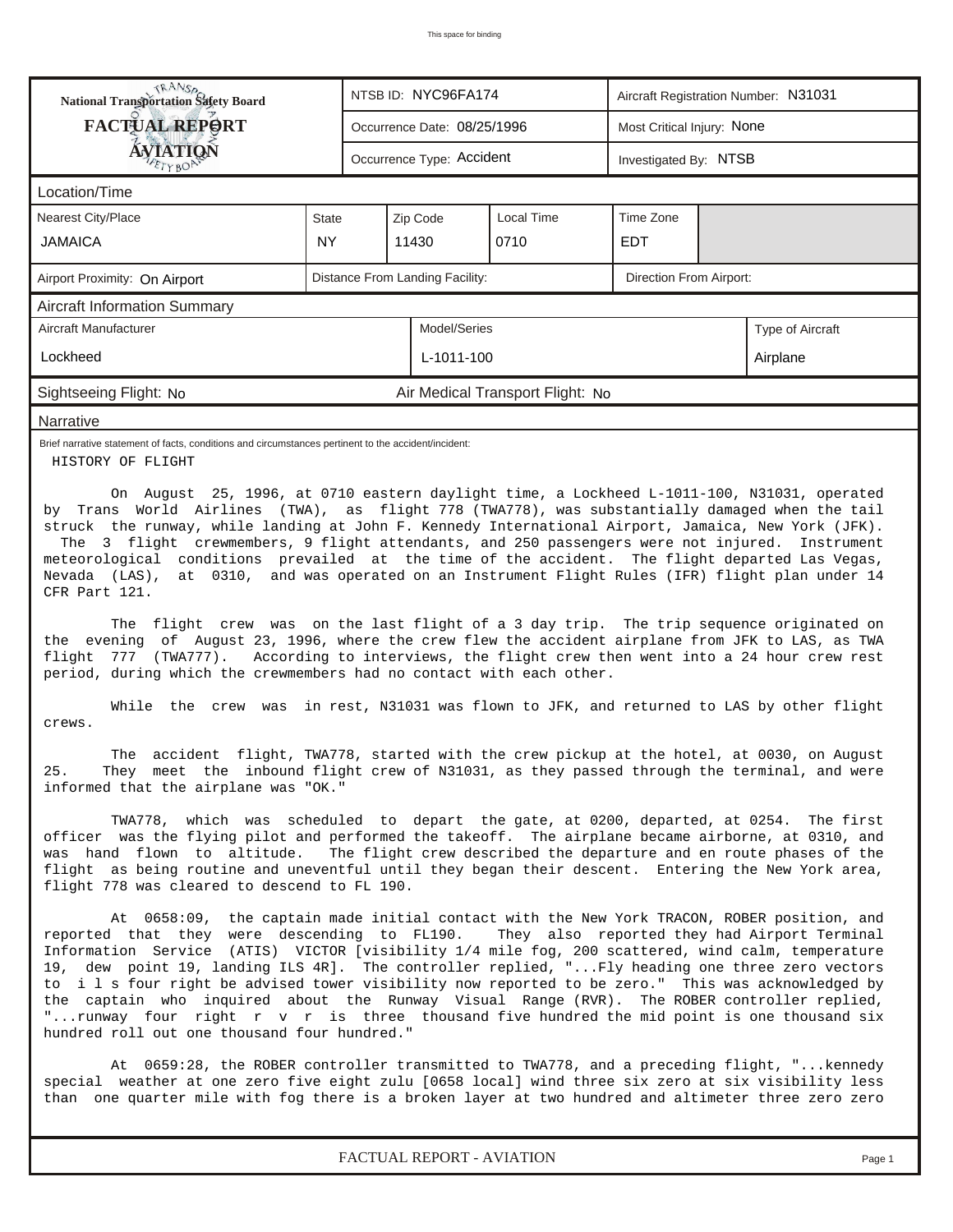This space for binding

| National Transportation Safety Board FACTUAL REPORT AVIATION | NTSB ID: NYC96FA174 | Aircraft Registration Number: N31031 |
|---|---|---|
| | Occurrence Date: 08/25/1996 | Most Critical Injury: None |
| | Occurrence Type: Accident | Investigated By: NTSB |

**Location/Time**

| Nearest City/Place | State | Zip Code | Local Time | Time Zone |
|---|---|---|---|---|
| JAMAICA | NY | 11430 | 0710 | EDT |

| Airport Proximity: On Airport | Distance From Landing Facility: | Direction From Airport: |
|---|---|---|

**Aircraft Information Summary**

| Aircraft Manufacturer | Model/Series | Type of Aircraft |
|---|---|---|
| Lockheed | L-1011-100 | Airplane |

Sightseeing Flight: No　　　Air Medical Transport Flight: No

**Narrative**

Brief narrative statement of facts, conditions and circumstances pertinent to the accident/incident:

HISTORY OF FLIGHT

On August 25, 1996, at 0710 eastern daylight time, a Lockheed L-1011-100, N31031, operated by Trans World Airlines (TWA), as flight 778 (TWA778), was substantially damaged when the tail struck the runway, while landing at John F. Kennedy International Airport, Jamaica, New York (JFK). The 3 flight crewmembers, 9 flight attendants, and 250 passengers were not injured. Instrument meteorological conditions prevailed at the time of the accident. The flight departed Las Vegas, Nevada (LAS), at 0310, and was operated on an Instrument Flight Rules (IFR) flight plan under 14 CFR Part 121.

The flight crew was on the last flight of a 3 day trip. The trip sequence originated on the evening of August 23, 1996, where the crew flew the accident airplane from JFK to LAS, as TWA flight 777 (TWA777). According to interviews, the flight crew then went into a 24 hour crew rest period, during which the crewmembers had no contact with each other.

While the crew was in rest, N31031 was flown to JFK, and returned to LAS by other flight crews.

The accident flight, TWA778, started with the crew pickup at the hotel, at 0030, on August 25. They meet the inbound flight crew of N31031, as they passed through the terminal, and were informed that the airplane was "OK."

TWA778, which was scheduled to depart the gate, at 0200, departed, at 0254. The first officer was the flying pilot and performed the takeoff. The airplane became airborne, at 0310, and was hand flown to altitude. The flight crew described the departure and en route phases of the flight as being routine and uneventful until they began their descent. Entering the New York area, flight 778 was cleared to descend to FL 190.

At 0658:09, the captain made initial contact with the New York TRACON, ROBER position, and reported that they were descending to FL190. They also reported they had Airport Terminal Information Service (ATIS) VICTOR [visibility 1/4 mile fog, 200 scattered, wind calm, temperature 19, dew point 19, landing ILS 4R]. The controller replied, "...Fly heading one three zero vectors to i l s four right be advised tower visibility now reported to be zero." This was acknowledged by the captain who inquired about the Runway Visual Range (RVR). The ROBER controller replied, "...runway four right r v r is three thousand five hundred the mid point is one thousand six hundred roll out one thousand four hundred."

At 0659:28, the ROBER controller transmitted to TWA778, and a preceding flight, "...kennedy special weather at one zero five eight zulu [0658 local] wind three six zero at six visibility less than one quarter mile with fog there is a broken layer at two hundred and altimeter three zero zero

FACTUAL REPORT - AVIATION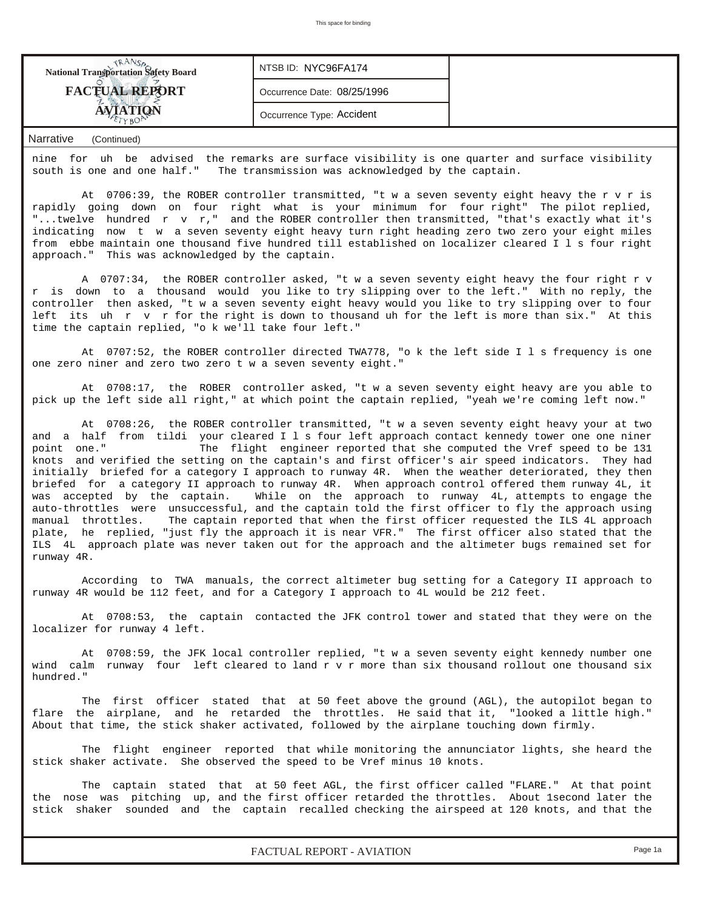| National Transportation Safety Board FACTUAL REPORT AVIATION | NTSB ID: NYC96FA174 | |
|---|---|---|
| | Occurrence Date: 08/25/1996 | |
| | Occurrence Type: Accident | |

Narrative (Continued)

nine for uh be advised the remarks are surface visibility is one quarter and surface visibility south is one and one half." The transmission was acknowledged by the captain.

At 0706:39, the ROBER controller transmitted, "t w a seven seventy eight heavy the r v r is rapidly going down on four right what is your minimum for four right" The pilot replied, "...twelve hundred r v r," and the ROBER controller then transmitted, "that's exactly what it's indicating now t w a seven seventy eight heavy turn right heading zero two zero your eight miles from ebbe maintain one thousand five hundred till established on localizer cleared I l s four right approach." This was acknowledged by the captain.

A 0707:34, the ROBER controller asked, "t w a seven seventy eight heavy the four right r v r is down to a thousand would you like to try slipping over to the left." With no reply, the controller then asked, "t w a seven seventy eight heavy would you like to try slipping over to four left its uh r v r for the right is down to thousand uh for the left is more than six." At this time the captain replied, "o k we'll take four left."

At 0707:52, the ROBER controller directed TWA778, "o k the left side I l s frequency is one one zero niner and zero two zero t w a seven seventy eight."

At 0708:17, the ROBER controller asked, "t w a seven seventy eight heavy are you able to pick up the left side all right," at which point the captain replied, "yeah we're coming left now."

At 0708:26, the ROBER controller transmitted, "t w a seven seventy eight heavy your at two and a half from tildi your cleared I l s four left approach contact kennedy tower one one niner point one." The flight engineer reported that she computed the Vref speed to be 131 knots and verified the setting on the captain's and first officer's air speed indicators. They had initially briefed for a category I approach to runway 4R. When the weather deteriorated, they then briefed for a category II approach to runway 4R. When approach control offered them runway 4L, it was accepted by the captain. While on the approach to runway 4L, attempts to engage the auto-throttles were unsuccessful, and the captain told the first officer to fly the approach using manual throttles. The captain reported that when the first officer requested the ILS 4L approach plate, he replied, "just fly the approach it is near VFR." The first officer also stated that the ILS 4L approach plate was never taken out for the approach and the altimeter bugs remained set for runway 4R.

According to TWA manuals, the correct altimeter bug setting for a Category II approach to runway 4R would be 112 feet, and for a Category I approach to 4L would be 212 feet.

At 0708:53, the captain contacted the JFK control tower and stated that they were on the localizer for runway 4 left.

At 0708:59, the JFK local controller replied, "t w a seven seventy eight kennedy number one wind calm runway four left cleared to land r v r more than six thousand rollout one thousand six hundred."

The first officer stated that at 50 feet above the ground (AGL), the autopilot began to flare the airplane, and he retarded the throttles. He said that it, "looked a little high." About that time, the stick shaker activated, followed by the airplane touching down firmly.

The flight engineer reported that while monitoring the annunciator lights, she heard the stick shaker activate. She observed the speed to be Vref minus 10 knots.

The captain stated that at 50 feet AGL, the first officer called "FLARE." At that point the nose was pitching up, and the first officer retarded the throttles. About 1second later the stick shaker sounded and the captain recalled checking the airspeed at 120 knots, and that the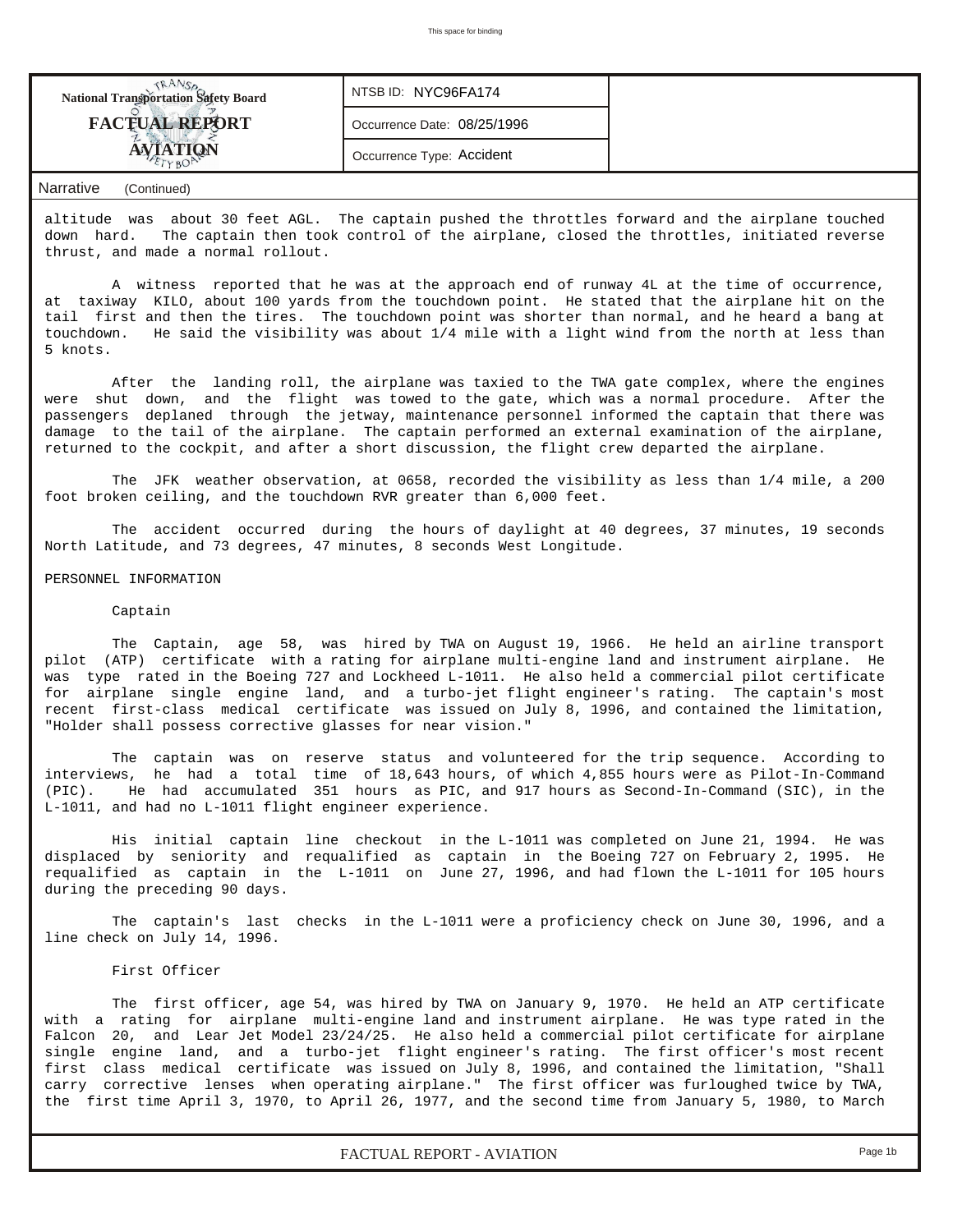**National Transportation Safety Board**

**FACTUAL REPORT**

**AVIATION**

NTSB ID: NYC96FA174

Occurrence Date: 08/25/1996

Occurrence Type: Accident

Narrative (Continued)

altitude was about 30 feet AGL. The captain pushed the throttles forward and the airplane touched down hard. The captain then took control of the airplane, closed the throttles, initiated reverse thrust, and made a normal rollout.

A witness reported that he was at the approach end of runway 4L at the time of occurrence, at taxiway KILO, about 100 yards from the touchdown point. He stated that the airplane hit on the tail first and then the tires. The touchdown point was shorter than normal, and he heard a bang at touchdown. He said the visibility was about 1/4 mile with a light wind from the north at less than 5 knots.

After the landing roll, the airplane was taxied to the TWA gate complex, where the engines were shut down, and the flight was towed to the gate, which was a normal procedure. After the passengers deplaned through the jetway, maintenance personnel informed the captain that there was damage to the tail of the airplane. The captain performed an external examination of the airplane, returned to the cockpit, and after a short discussion, the flight crew departed the airplane.

The JFK weather observation, at 0658, recorded the visibility as less than 1/4 mile, a 200 foot broken ceiling, and the touchdown RVR greater than 6,000 feet.

The accident occurred during the hours of daylight at 40 degrees, 37 minutes, 19 seconds North Latitude, and 73 degrees, 47 minutes, 8 seconds West Longitude.

PERSONNEL INFORMATION

Captain

The Captain, age 58, was hired by TWA on August 19, 1966. He held an airline transport pilot (ATP) certificate with a rating for airplane multi-engine land and instrument airplane. He was type rated in the Boeing 727 and Lockheed L-1011. He also held a commercial pilot certificate for airplane single engine land, and a turbo-jet flight engineer's rating. The captain's most recent first-class medical certificate was issued on July 8, 1996, and contained the limitation, "Holder shall possess corrective glasses for near vision."

The captain was on reserve status and volunteered for the trip sequence. According to interviews, he had a total time of 18,643 hours, of which 4,855 hours were as Pilot-In-Command (PIC). He had accumulated 351 hours as PIC, and 917 hours as Second-In-Command (SIC), in the L-1011, and had no L-1011 flight engineer experience.

His initial captain line checkout in the L-1011 was completed on June 21, 1994. He was displaced by seniority and requalified as captain in the Boeing 727 on February 2, 1995. He requalified as captain in the L-1011 on June 27, 1996, and had flown the L-1011 for 105 hours during the preceding 90 days.

The captain's last checks in the L-1011 were a proficiency check on June 30, 1996, and a line check on July 14, 1996.

First Officer

The first officer, age 54, was hired by TWA on January 9, 1970. He held an ATP certificate with a rating for airplane multi-engine land and instrument airplane. He was type rated in the Falcon 20, and Lear Jet Model 23/24/25. He also held a commercial pilot certificate for airplane single engine land, and a turbo-jet flight engineer's rating. The first officer's most recent first class medical certificate was issued on July 8, 1996, and contained the limitation, "Shall carry corrective lenses when operating airplane." The first officer was furloughed twice by TWA, the first time April 3, 1970, to April 26, 1977, and the second time from January 5, 1980, to March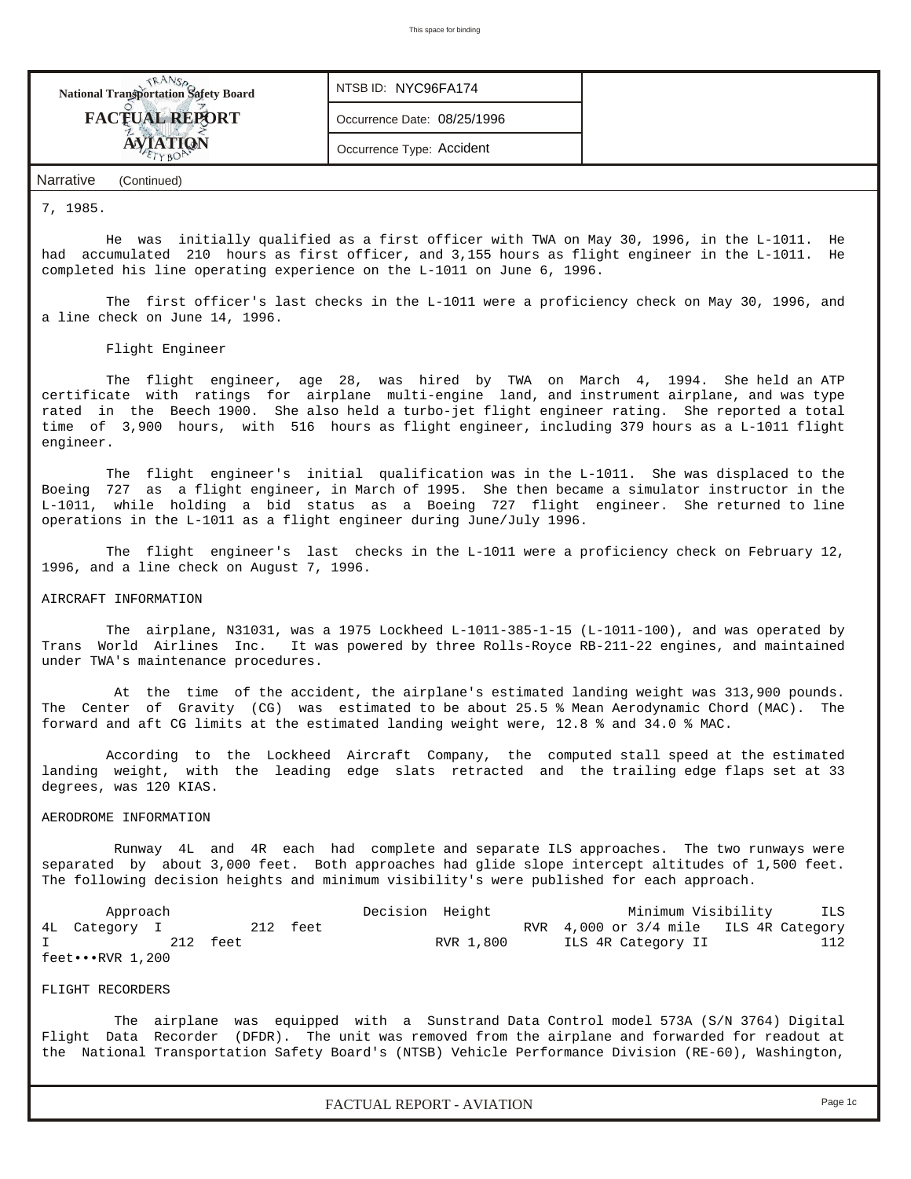7, 1985.

He was initially qualified as a first officer with TWA on May 30, 1996, in the L-1011. He had accumulated 210 hours as first officer, and 3,155 hours as flight engineer in the L-1011. He completed his line operating experience on the L-1011 on June 6, 1996.

The first officer's last checks in the L-1011 were a proficiency check on May 30, 1996, and a line check on June 14, 1996.

Flight Engineer

The flight engineer, age 28, was hired by TWA on March 4, 1994. She held an ATP certificate with ratings for airplane multi-engine land, and instrument airplane, and was type rated in the Beech 1900. She also held a turbo-jet flight engineer rating. She reported a total time of 3,900 hours, with 516 hours as flight engineer, including 379 hours as a L-1011 flight engineer.

The flight engineer's initial qualification was in the L-1011. She was displaced to the Boeing 727 as a flight engineer, in March of 1995. She then became a simulator instructor in the L-1011, while holding a bid status as a Boeing 727 flight engineer. She returned to line operations in the L-1011 as a flight engineer during June/July 1996.

The flight engineer's last checks in the L-1011 were a proficiency check on February 12, 1996, and a line check on August 7, 1996.

AIRCRAFT INFORMATION

The airplane, N31031, was a 1975 Lockheed L-1011-385-1-15 (L-1011-100), and was operated by Trans World Airlines Inc. It was powered by three Rolls-Royce RB-211-22 engines, and maintained under TWA's maintenance procedures.

At the time of the accident, the airplane's estimated landing weight was 313,900 pounds. The Center of Gravity (CG) was estimated to be about 25.5 % Mean Aerodynamic Chord (MAC). The forward and aft CG limits at the estimated landing weight were, 12.8 % and 34.0 % MAC.

According to the Lockheed Aircraft Company, the computed stall speed at the estimated landing weight, with the leading edge slats retracted and the trailing edge flaps set at 33 degrees, was 120 KIAS.

AERODROME INFORMATION

Runway 4L and 4R each had complete and separate ILS approaches. The two runways were separated by about 3,000 feet. Both approaches had glide slope intercept altitudes of 1,500 feet. The following decision heights and minimum visibility's were published for each approach.

| Approach | Decision Height | Minimum Visibility |
|---|---|---|
| ILS 4L Category I | 212 feet | RVR 4,000 or 3/4 mile |
| ILS 4R Category I | 212 feet | RVR 1,800 |
| ILS 4R Category II | 112 feet | RVR 1,200 |

FLIGHT RECORDERS

The airplane was equipped with a Sunstrand Data Control model 573A (S/N 3764) Digital Flight Data Recorder (DFDR). The unit was removed from the airplane and forwarded for readout at the National Transportation Safety Board's (NTSB) Vehicle Performance Division (RE-60), Washington,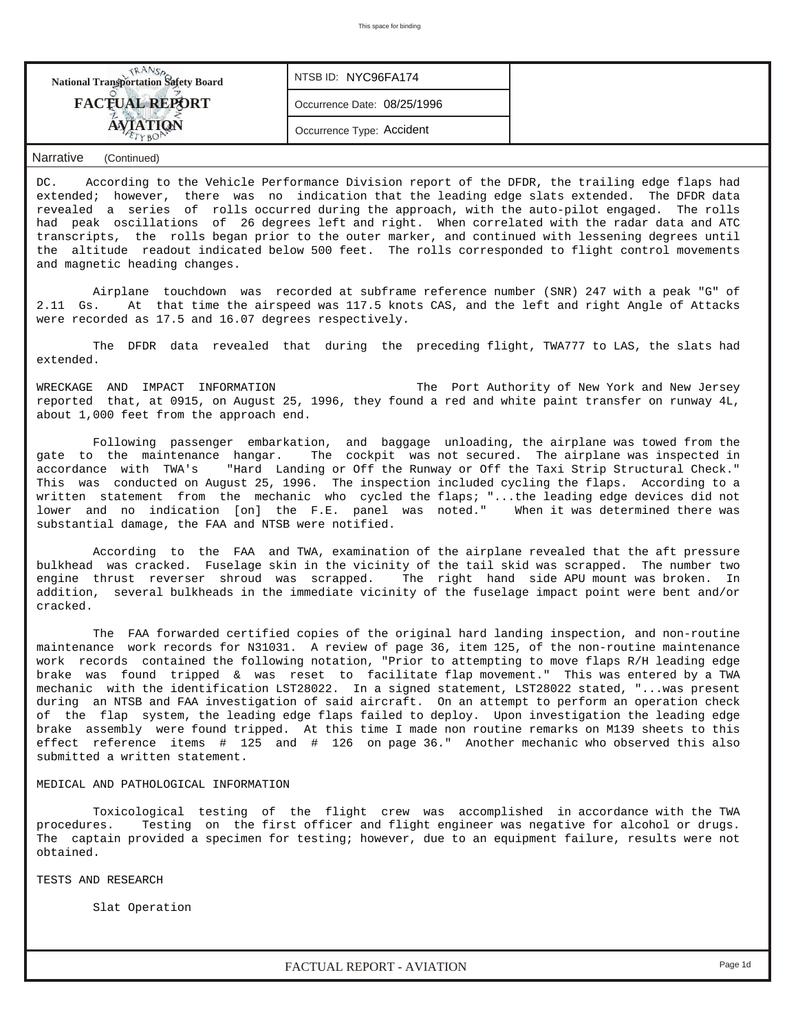| National Transportation Safety Board FACTUAL REPORT AVIATION | NTSB ID: NYC96FA174 | |
|---|---|---|
| | Occurrence Date: 08/25/1996 | |
| | Occurrence Type: Accident | |

Narrative (Continued)

DC. According to the Vehicle Performance Division report of the DFDR, the trailing edge flaps had extended; however, there was no indication that the leading edge slats extended. The DFDR data revealed a series of rolls occurred during the approach, with the auto-pilot engaged. The rolls had peak oscillations of 26 degrees left and right. When correlated with the radar data and ATC transcripts, the rolls began prior to the outer marker, and continued with lessening degrees until the altitude readout indicated below 500 feet. The rolls corresponded to flight control movements and magnetic heading changes.

Airplane touchdown was recorded at subframe reference number (SNR) 247 with a peak "G" of 2.11 Gs. At that time the airspeed was 117.5 knots CAS, and the left and right Angle of Attacks were recorded as 17.5 and 16.07 degrees respectively.

The DFDR data revealed that during the preceding flight, TWA777 to LAS, the slats had extended.

WRECKAGE AND IMPACT INFORMATION The Port Authority of New York and New Jersey reported that, at 0915, on August 25, 1996, they found a red and white paint transfer on runway 4L, about 1,000 feet from the approach end.

Following passenger embarkation, and baggage unloading, the airplane was towed from the gate to the maintenance hangar. The cockpit was not secured. The airplane was inspected in accordance with TWA's "Hard Landing or Off the Runway or Off the Taxi Strip Structural Check." This was conducted on August 25, 1996. The inspection included cycling the flaps. According to a written statement from the mechanic who cycled the flaps; "...the leading edge devices did not lower and no indication [on] the F.E. panel was noted." When it was determined there was substantial damage, the FAA and NTSB were notified.

According to the FAA and TWA, examination of the airplane revealed that the aft pressure bulkhead was cracked. Fuselage skin in the vicinity of the tail skid was scrapped. The number two engine thrust reverser shroud was scrapped. The right hand side APU mount was broken. In addition, several bulkheads in the immediate vicinity of the fuselage impact point were bent and/or cracked.

The FAA forwarded certified copies of the original hard landing inspection, and non-routine maintenance work records for N31031. A review of page 36, item 125, of the non-routine maintenance work records contained the following notation, "Prior to attempting to move flaps R/H leading edge brake was found tripped & was reset to facilitate flap movement." This was entered by a TWA mechanic with the identification LST28022. In a signed statement, LST28022 stated, "...was present during an NTSB and FAA investigation of said aircraft. On an attempt to perform an operation check of the flap system, the leading edge flaps failed to deploy. Upon investigation the leading edge brake assembly were found tripped. At this time I made non routine remarks on M139 sheets to this effect reference items # 125 and # 126 on page 36." Another mechanic who observed this also submitted a written statement.

MEDICAL AND PATHOLOGICAL INFORMATION

Toxicological testing of the flight crew was accomplished in accordance with the TWA procedures. Testing on the first officer and flight engineer was negative for alcohol or drugs. The captain provided a specimen for testing; however, due to an equipment failure, results were not obtained.

TESTS AND RESEARCH

Slat Operation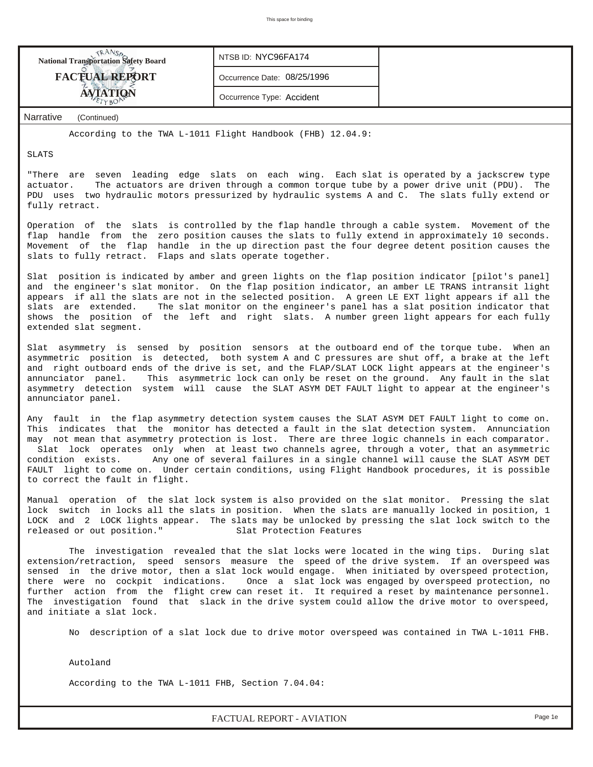Narrative (Continued)

According to the TWA L-1011 Flight Handbook (FHB) 12.04.9:

SLATS

"There are seven leading edge slats on each wing. Each slat is operated by a jackscrew type actuator. The actuators are driven through a common torque tube by a power drive unit (PDU). The PDU uses two hydraulic motors pressurized by hydraulic systems A and C. The slats fully extend or fully retract.

Operation of the slats is controlled by the flap handle through a cable system. Movement of the flap handle from the zero position causes the slats to fully extend in approximately 10 seconds. Movement of the flap handle in the up direction past the four degree detent position causes the slats to fully retract. Flaps and slats operate together.

Slat position is indicated by amber and green lights on the flap position indicator [pilot's panel] and the engineer's slat monitor. On the flap position indicator, an amber LE TRANS intransit light appears if all the slats are not in the selected position. A green LE EXT light appears if all the slats are extended. The slat monitor on the engineer's panel has a slat position indicator that shows the position of the left and right slats. A number green light appears for each fully extended slat segment.

Slat asymmetry is sensed by position sensors at the outboard end of the torque tube. When an asymmetric position is detected, both system A and C pressures are shut off, a brake at the left and right outboard ends of the drive is set, and the FLAP/SLAT LOCK light appears at the engineer's annunciator panel. This asymmetric lock can only be reset on the ground. Any fault in the slat asymmetry detection system will cause the SLAT ASYM DET FAULT light to appear at the engineer's annunciator panel.

Any fault in the flap asymmetry detection system causes the SLAT ASYM DET FAULT light to come on. This indicates that the monitor has detected a fault in the slat detection system. Annunciation may not mean that asymmetry protection is lost. There are three logic channels in each comparator. Slat lock operates only when at least two channels agree, through a voter, that an asymmetric condition exists. Any one of several failures in a single channel will cause the SLAT ASYM DET FAULT light to come on. Under certain conditions, using Flight Handbook procedures, it is possible to correct the fault in flight.

Manual operation of the slat lock system is also provided on the slat monitor. Pressing the slat lock switch in locks all the slats in position. When the slats are manually locked in position, 1 LOCK and 2 LOCK lights appear. The slats may be unlocked by pressing the slat lock switch to the released or out position."

Slat Protection Features

The investigation revealed that the slat locks were located in the wing tips. During slat extension/retraction, speed sensors measure the speed of the drive system. If an overspeed was sensed in the drive motor, then a slat lock would engage. When initiated by overspeed protection, there were no cockpit indications. Once a slat lock was engaged by overspeed protection, no further action from the flight crew can reset it. It required a reset by maintenance personnel. The investigation found that slack in the drive system could allow the drive motor to overspeed, and initiate a slat lock.

No description of a slat lock due to drive motor overspeed was contained in TWA L-1011 FHB.

Autoland

According to the TWA L-1011 FHB, Section 7.04.04: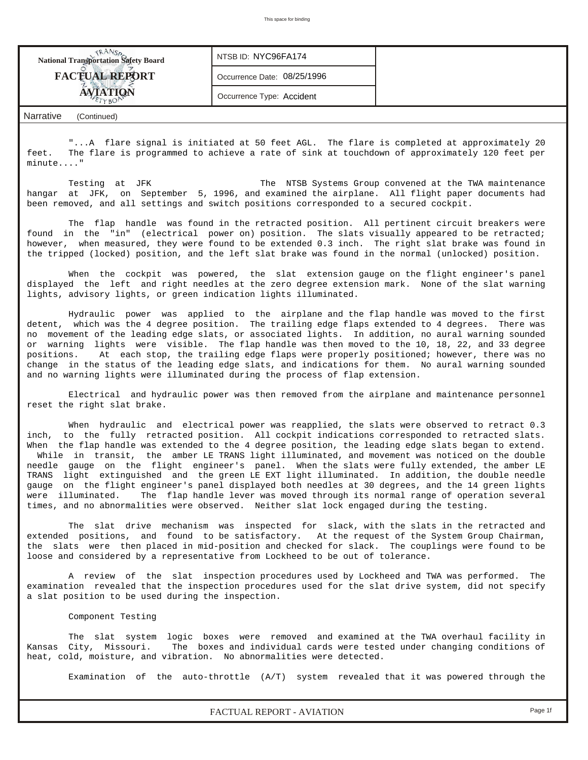National Transportation Safety Board

**FACTUAL REPORT**

**AVIATION**

NTSB ID: NYC96FA174

Occurrence Date: 08/25/1996

Occurrence Type: Accident

Narrative (Continued)

"...A flare signal is initiated at 50 feet AGL. The flare is completed at approximately 20 feet. The flare is programmed to achieve a rate of sink at touchdown of approximately 120 feet per minute...."

Testing at JFK The NTSB Systems Group convened at the TWA maintenance hangar at JFK, on September 5, 1996, and examined the airplane. All flight paper documents had been removed, and all settings and switch positions corresponded to a secured cockpit.

The flap handle was found in the retracted position. All pertinent circuit breakers were found in the "in" (electrical power on) position. The slats visually appeared to be retracted; however, when measured, they were found to be extended 0.3 inch. The right slat brake was found in the tripped (locked) position, and the left slat brake was found in the normal (unlocked) position.

When the cockpit was powered, the slat extension gauge on the flight engineer's panel displayed the left and right needles at the zero degree extension mark. None of the slat warning lights, advisory lights, or green indication lights illuminated.

Hydraulic power was applied to the airplane and the flap handle was moved to the first detent, which was the 4 degree position. The trailing edge flaps extended to 4 degrees. There was no movement of the leading edge slats, or associated lights. In addition, no aural warning sounded or warning lights were visible. The flap handle was then moved to the 10, 18, 22, and 33 degree positions. At each stop, the trailing edge flaps were properly positioned; however, there was no change in the status of the leading edge slats, and indications for them. No aural warning sounded and no warning lights were illuminated during the process of flap extension.

Electrical and hydraulic power was then removed from the airplane and maintenance personnel reset the right slat brake.

When hydraulic and electrical power was reapplied, the slats were observed to retract 0.3 inch, to the fully retracted position. All cockpit indications corresponded to retracted slats. When the flap handle was extended to the 4 degree position, the leading edge slats began to extend. While in transit, the amber LE TRANS light illuminated, and movement was noticed on the double needle gauge on the flight engineer's panel. When the slats were fully extended, the amber LE TRANS light extinguished and the green LE EXT light illuminated. In addition, the double needle gauge on the flight engineer's panel displayed both needles at 30 degrees, and the 14 green lights were illuminated. The flap handle lever was moved through its normal range of operation several times, and no abnormalities were observed. Neither slat lock engaged during the testing.

The slat drive mechanism was inspected for slack, with the slats in the retracted and extended positions, and found to be satisfactory. At the request of the System Group Chairman, the slats were then placed in mid-position and checked for slack. The couplings were found to be loose and considered by a representative from Lockheed to be out of tolerance.

A review of the slat inspection procedures used by Lockheed and TWA was performed. The examination revealed that the inspection procedures used for the slat drive system, did not specify a slat position to be used during the inspection.

Component Testing

The slat system logic boxes were removed and examined at the TWA overhaul facility in Kansas City, Missouri. The boxes and individual cards were tested under changing conditions of heat, cold, moisture, and vibration. No abnormalities were detected.

Examination of the auto-throttle (A/T) system revealed that it was powered through the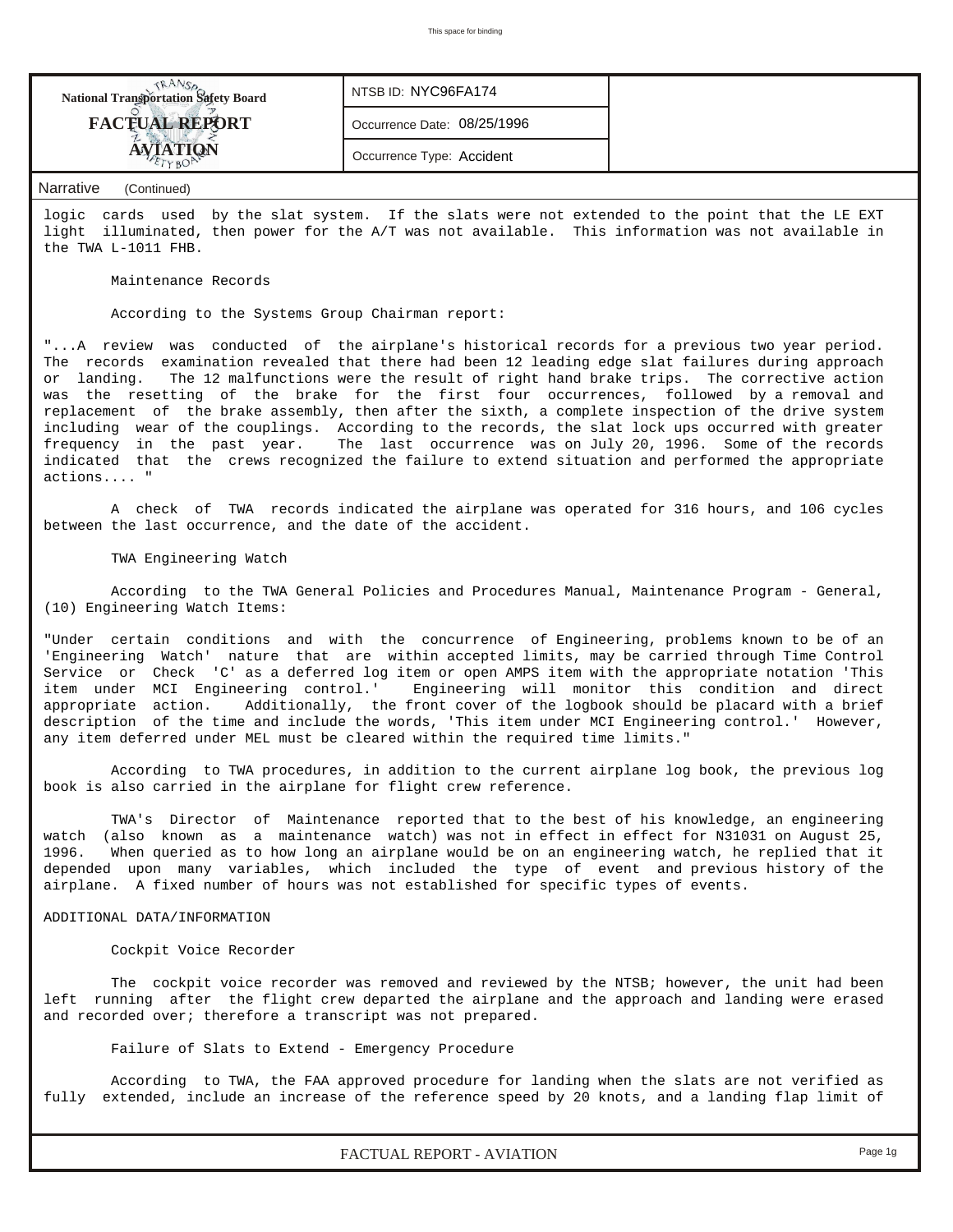logic cards used by the slat system. If the slats were not extended to the point that the LE EXT light illuminated, then power for the A/T was not available. This information was not available in the TWA L-1011 FHB.

Maintenance Records

According to the Systems Group Chairman report:

"...A review was conducted of the airplane's historical records for a previous two year period. The records examination revealed that there had been 12 leading edge slat failures during approach or landing. The 12 malfunctions were the result of right hand brake trips. The corrective action was the resetting of the brake for the first four occurrences, followed by a removal and replacement of the brake assembly, then after the sixth, a complete inspection of the drive system including wear of the couplings. According to the records, the slat lock ups occurred with greater frequency in the past year. The last occurrence was on July 20, 1996. Some of the records indicated that the crews recognized the failure to extend situation and performed the appropriate actions.... "

A check of TWA records indicated the airplane was operated for 316 hours, and 106 cycles between the last occurrence, and the date of the accident.

TWA Engineering Watch

According to the TWA General Policies and Procedures Manual, Maintenance Program - General, (10) Engineering Watch Items:

"Under certain conditions and with the concurrence of Engineering, problems known to be of an 'Engineering Watch' nature that are within accepted limits, may be carried through Time Control Service or Check 'C' as a deferred log item or open AMPS item with the appropriate notation 'This item under MCI Engineering control.' Engineering will monitor this condition and direct appropriate action. Additionally, the front cover of the logbook should be placard with a brief description of the time and include the words, 'This item under MCI Engineering control.' However, any item deferred under MEL must be cleared within the required time limits."

According to TWA procedures, in addition to the current airplane log book, the previous log book is also carried in the airplane for flight crew reference.

TWA's Director of Maintenance reported that to the best of his knowledge, an engineering watch (also known as a maintenance watch) was not in effect for N31031 on August 25, 1996. When queried as to how long an airplane would be on an engineering watch, he replied that it depended upon many variables, which included the type of event and previous history of the airplane. A fixed number of hours was not established for specific types of events.

ADDITIONAL DATA/INFORMATION

Cockpit Voice Recorder

The cockpit voice recorder was removed and reviewed by the NTSB; however, the unit had been left running after the flight crew departed the airplane and the approach and landing were erased and recorded over; therefore a transcript was not prepared.

Failure of Slats to Extend - Emergency Procedure

According to TWA, the FAA approved procedure for landing when the slats are not verified as fully extended, include an increase of the reference speed by 20 knots, and a landing flap limit of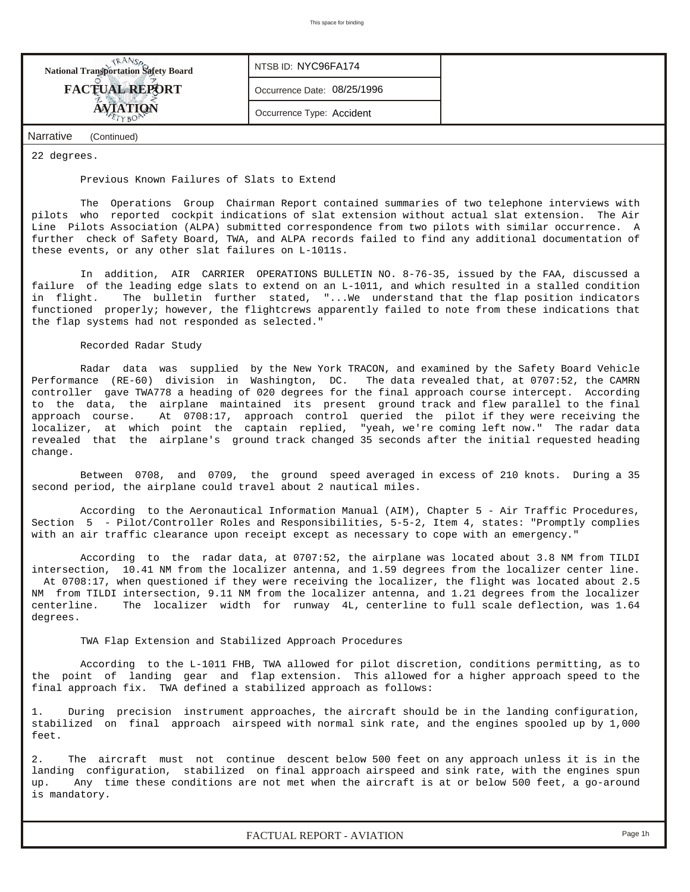Narrative (Continued)

22 degrees.

### Previous Known Failures of Slats to Extend

The Operations Group Chairman Report contained summaries of two telephone interviews with pilots who reported cockpit indications of slat extension without actual slat extension. The Air Line Pilots Association (ALPA) submitted correspondence from two pilots with similar occurrence. A further check of Safety Board, TWA, and ALPA records failed to find any additional documentation of these events, or any other slat failures on L-1011s.

In addition, AIR CARRIER OPERATIONS BULLETIN NO. 8-76-35, issued by the FAA, discussed a failure of the leading edge slats to extend on an L-1011, and which resulted in a stalled condition in flight. The bulletin further stated, "...We understand that the flap position indicators functioned properly; however, the flightcrews apparently failed to note from these indications that the flap systems had not responded as selected."

### Recorded Radar Study

Radar data was supplied by the New York TRACON, and examined by the Safety Board Vehicle Performance (RE-60) division in Washington, DC. The data revealed that, at 0707:52, the CAMRN controller gave TWA778 a heading of 020 degrees for the final approach course intercept. According to the data, the airplane maintained its present ground track and flew parallel to the final approach course. At 0708:17, approach control queried the pilot if they were receiving the localizer, at which point the captain replied, "yeah, we're coming left now." The radar data revealed that the airplane's ground track changed 35 seconds after the initial requested heading change.

Between 0708, and 0709, the ground speed averaged in excess of 210 knots. During a 35 second period, the airplane could travel about 2 nautical miles.

According to the Aeronautical Information Manual (AIM), Chapter 5 - Air Traffic Procedures, Section 5 - Pilot/Controller Roles and Responsibilities, 5-5-2, Item 4, states: "Promptly complies with an air traffic clearance upon receipt except as necessary to cope with an emergency."

According to the radar data, at 0707:52, the airplane was located about 3.8 NM from TILDI intersection, 10.41 NM from the localizer antenna, and 1.59 degrees from the localizer center line. At 0708:17, when questioned if they were receiving the localizer, the flight was located about 2.5 NM from TILDI intersection, 9.11 NM from the localizer antenna, and 1.21 degrees from the localizer centerline. The localizer width for runway 4L, centerline to full scale deflection, was 1.64 degrees.

### TWA Flap Extension and Stabilized Approach Procedures

According to the L-1011 FHB, TWA allowed for pilot discretion, conditions permitting, as to the point of landing gear and flap extension. This allowed for a higher approach speed to the final approach fix. TWA defined a stabilized approach as follows:

1. During precision instrument approaches, the aircraft should be in the landing configuration, stabilized on final approach airspeed with normal sink rate, and the engines spooled up by 1,000 feet.

2. The aircraft must not continue descent below 500 feet on any approach unless it is in the landing configuration, stabilized on final approach airspeed and sink rate, with the engines spun up. Any time these conditions are not met when the aircraft is at or below 500 feet, a go-around is mandatory.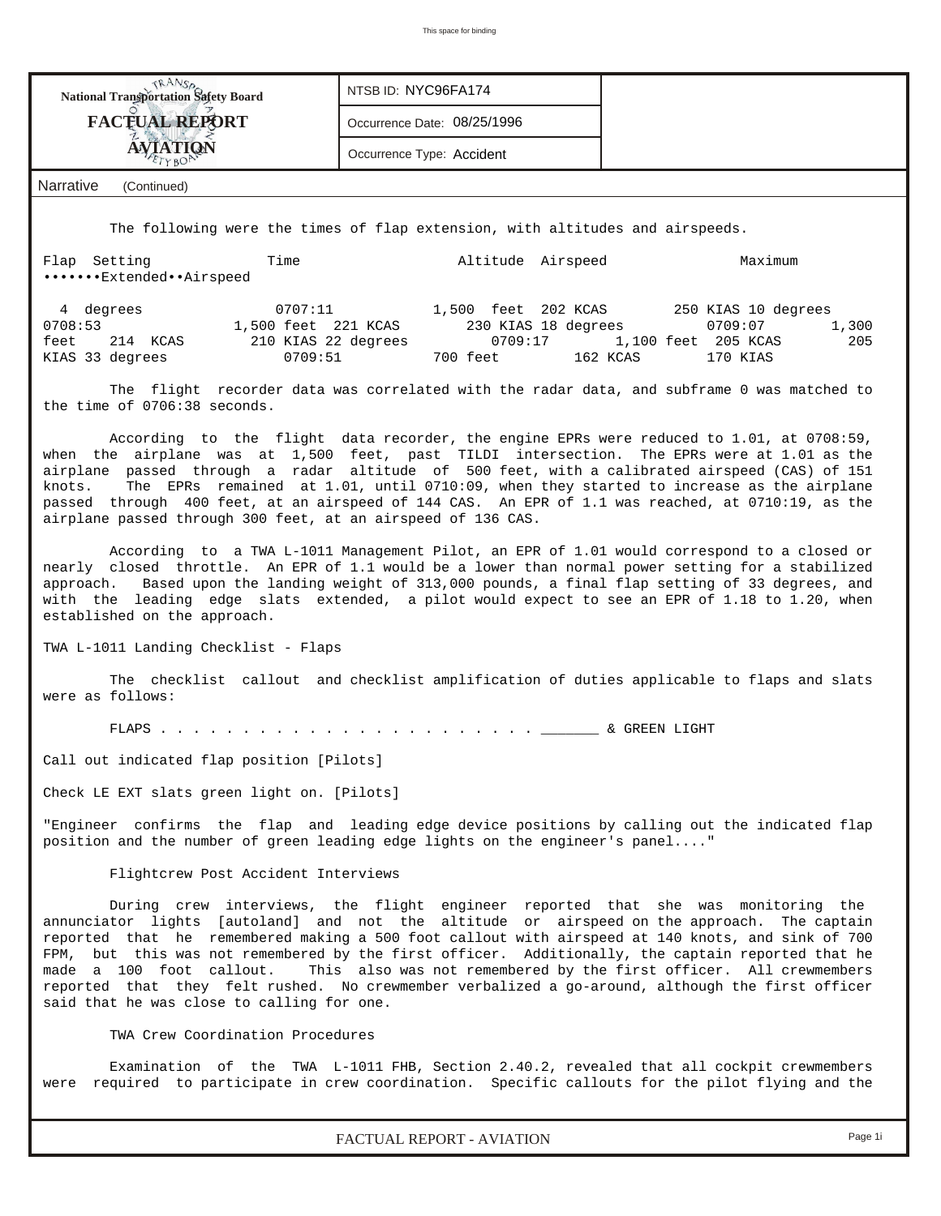The following were the times of flap extension, with altitudes and airspeeds.

| Flap Setting | Time | Altitude | Airspeed | Maximum Extended Airspeed |
|---|---|---|---|---|
| 4 degrees | 0707:11 | 1,500 feet | 202 KCAS | 250 KIAS |
| 10 degrees | 0708:53 | 1,500 feet | 221 KCAS | 230 KIAS |
| 18 degrees | 0709:07 | 1,300 feet | 214 KCAS | 210 KIAS |
| 22 degrees | 0709:17 | 1,100 feet | 205 KCAS | 205 KIAS |
| 33 degrees | 0709:51 | 700 feet | 162 KCAS | 170 KIAS |

The flight recorder data was correlated with the radar data, and subframe 0 was matched to the time of 0706:38 seconds.

According to the flight data recorder, the engine EPRs were reduced to 1.01, at 0708:59, when the airplane was at 1,500 feet, past TILDI intersection. The EPRs were at 1.01 as the airplane passed through a radar altitude of 500 feet, with a calibrated airspeed (CAS) of 151 knots. The EPRs remained at 1.01, until 0710:09, when they started to increase as the airplane passed through 400 feet, at an airspeed of 144 CAS. An EPR of 1.1 was reached, at 0710:19, as the airplane passed through 300 feet, at an airspeed of 136 CAS.

According to a TWA L-1011 Management Pilot, an EPR of 1.01 would correspond to a closed or nearly closed throttle. An EPR of 1.1 would be a lower than normal power setting for a stabilized approach. Based upon the landing weight of 313,000 pounds, a final flap setting of 33 degrees, and with the leading edge slats extended, a pilot would expect to see an EPR of 1.18 to 1.20, when established on the approach.

TWA L-1011 Landing Checklist - Flaps

The checklist callout and checklist amplification of duties applicable to flaps and slats were as follows:

FLAPS . . . . . . . . . . . . . . . . . . . . . . . . _______ & GREEN LIGHT

Call out indicated flap position [Pilots]

Check LE EXT slats green light on. [Pilots]

"Engineer confirms the flap and leading edge device positions by calling out the indicated flap position and the number of green leading edge lights on the engineer's panel...."

Flightcrew Post Accident Interviews

During crew interviews, the flight engineer reported that she was monitoring the annunciator lights [autoland] and not the altitude or airspeed on the approach. The captain reported that he remembered making a 500 foot callout with airspeed at 140 knots, and sink of 700 FPM, but this was not remembered by the first officer. Additionally, the captain reported that he made a 100 foot callout. This also was not remembered by the first officer. All crewmembers reported that they felt rushed. No crewmember verbalized a go-around, although the first officer said that he was close to calling for one.

TWA Crew Coordination Procedures

Examination of the TWA L-1011 FHB, Section 2.40.2, revealed that all cockpit crewmembers were required to participate in crew coordination. Specific callouts for the pilot flying and the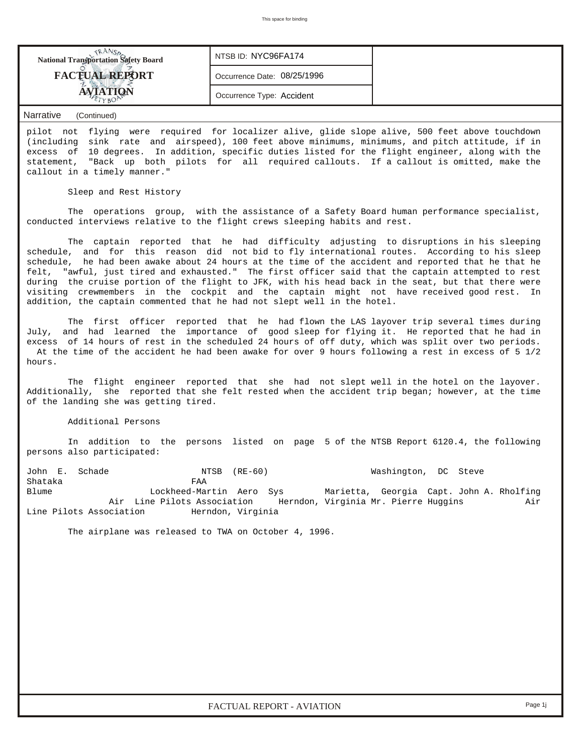**National Transportation Safety Board**
**FACTUAL REPORT**
**AVIATION**

NTSB ID: NYC96FA174

Occurrence Date: 08/25/1996

Occurrence Type: Accident

Narrative (Continued)

pilot not flying were required for localizer alive, glide slope alive, 500 feet above touchdown (including sink rate and airspeed), 100 feet above minimums, minimums, and pitch attitude, if in excess of 10 degrees. In addition, specific duties listed for the flight engineer, along with the statement, "Back up both pilots for all required callouts. If a callout is omitted, make the callout in a timely manner."

Sleep and Rest History

The operations group, with the assistance of a Safety Board human performance specialist, conducted interviews relative to the flight crews sleeping habits and rest.

The captain reported that he had difficulty adjusting to disruptions in his sleeping schedule, and for this reason did not bid to fly international routes. According to his sleep schedule, he had been awake about 24 hours at the time of the accident and reported that he that he felt, "awful, just tired and exhausted." The first officer said that the captain attempted to rest during the cruise portion of the flight to JFK, with his head back in the seat, but that there were visiting crewmembers in the cockpit and the captain might not have received good rest. In addition, the captain commented that he had not slept well in the hotel.

The first officer reported that he had flown the LAS layover trip several times during July, and had learned the importance of good sleep for flying it. He reported that he had in excess of 14 hours of rest in the scheduled 24 hours of off duty, which was split over two periods. At the time of the accident he had been awake for over 9 hours following a rest in excess of 5 1/2 hours.

The flight engineer reported that she had not slept well in the hotel on the layover. Additionally, she reported that she felt rested when the accident trip began; however, at the time of the landing she was getting tired.

Additional Persons

In addition to the persons listed on page 5 of the NTSB Report 6120.4, the following persons also participated:

John E. Schade NTSB (RE-60) Washington, DC Steve Shataka FAA Blume Lockheed-Martin Aero Sys Marietta, Georgia Capt. John A. Rholfing Air Line Pilots Association Herndon, Virginia Mr. Pierre Huggins Air Line Pilots Association Herndon, Virginia

The airplane was released to TWA on October 4, 1996.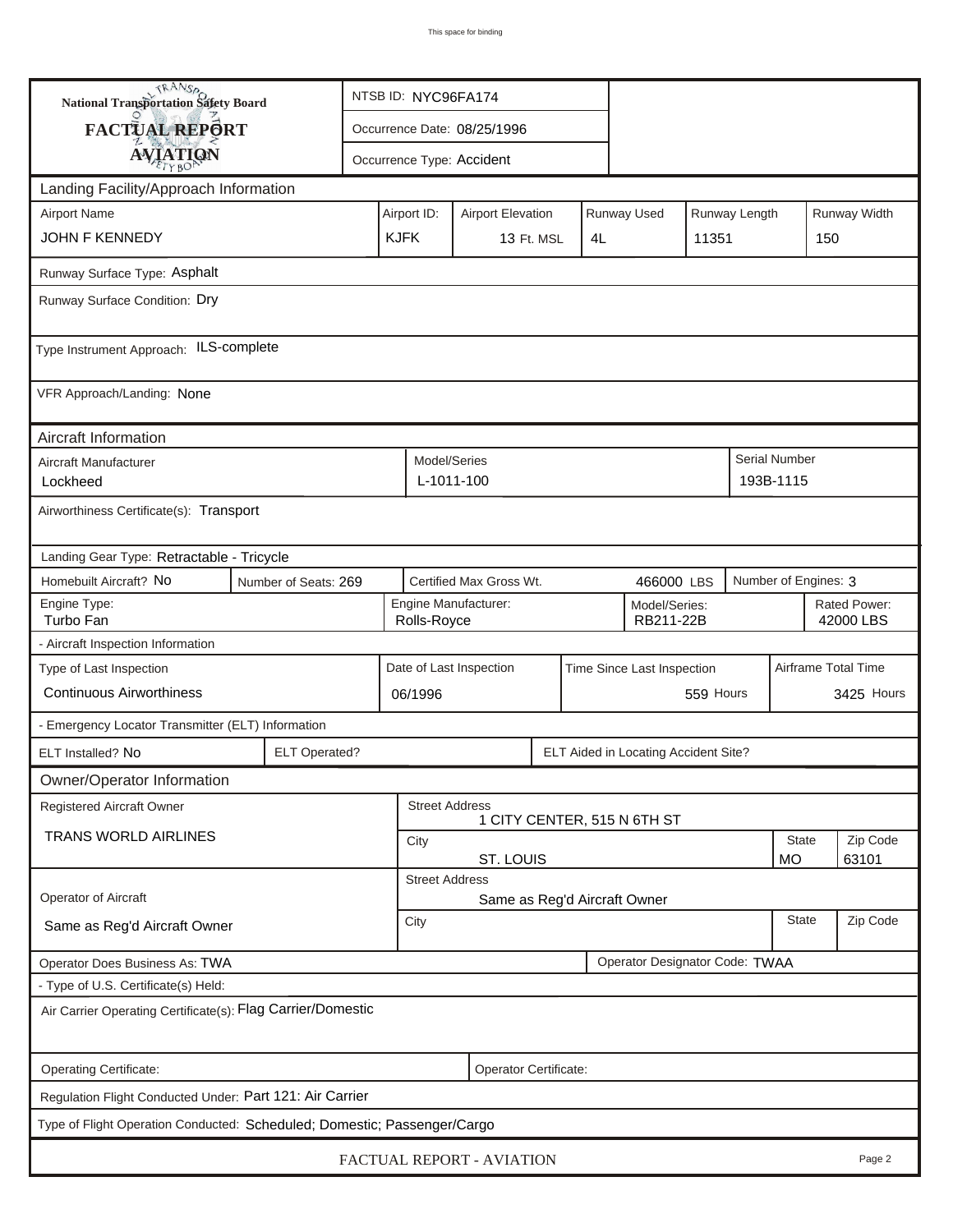This space for binding

**National Transportation Safety Board**

**FACTUAL REPORT**

**AVIATION**

NTSB ID: NYC96FA174

Occurrence Date: 08/25/1996

Occurrence Type: Accident

## Landing Facility/Approach Information

| Airport Name | Airport ID: | Airport Elevation | Runway Used | Runway Length | Runway Width |
|---|---|---|---|---|---|
| JOHN F KENNEDY | KJFK | 13 Ft. MSL | 4L | 11351 | 150 |

Runway Surface Type: Asphalt

Runway Surface Condition: Dry

Type Instrument Approach: ILS-complete

VFR Approach/Landing: None

## Aircraft Information

| Aircraft Manufacturer | Model/Series | Serial Number |
|---|---|---|
| Lockheed | L-1011-100 | 193B-1115 |

Airworthiness Certificate(s): Transport

Landing Gear Type: Retractable - Tricycle

| Homebuilt Aircraft? | Number of Seats: | Certified Max Gross Wt. | Number of Engines: |
|---|---|---|---|
| No | 269 | 466000 LBS | 3 |

| Engine Type: | Engine Manufacturer: | Model/Series: | Rated Power: |
|---|---|---|---|
| Turbo Fan | Rolls-Royce | RB211-22B | 42000 LBS |

- Aircraft Inspection Information

| Type of Last Inspection | Date of Last Inspection | Time Since Last Inspection | Airframe Total Time |
|---|---|---|---|
| Continuous Airworthiness | 06/1996 | 559 Hours | 3425 Hours |

- Emergency Locator Transmitter (ELT) Information

| ELT Installed? | ELT Operated? | ELT Aided in Locating Accident Site? |
|---|---|---|
| No | | |

## Owner/Operator Information

| Registered Aircraft Owner | Street Address | City | State | Zip Code |
|---|---|---|---|---|
| TRANS WORLD AIRLINES | 1 CITY CENTER, 515 N 6TH ST | ST. LOUIS | MO | 63101 |

| Operator of Aircraft | Street Address | City | State | Zip Code |
|---|---|---|---|---|
| Same as Reg'd Aircraft Owner | Same as Reg'd Aircraft Owner | | | |

Operator Does Business As: TWA

Operator Designator Code: TWAA

- Type of U.S. Certificate(s) Held:

Air Carrier Operating Certificate(s): Flag Carrier/Domestic

Operating Certificate:

Operator Certificate:

Regulation Flight Conducted Under: Part 121: Air Carrier

Type of Flight Operation Conducted: Scheduled; Domestic; Passenger/Cargo

FACTUAL REPORT - AVIATION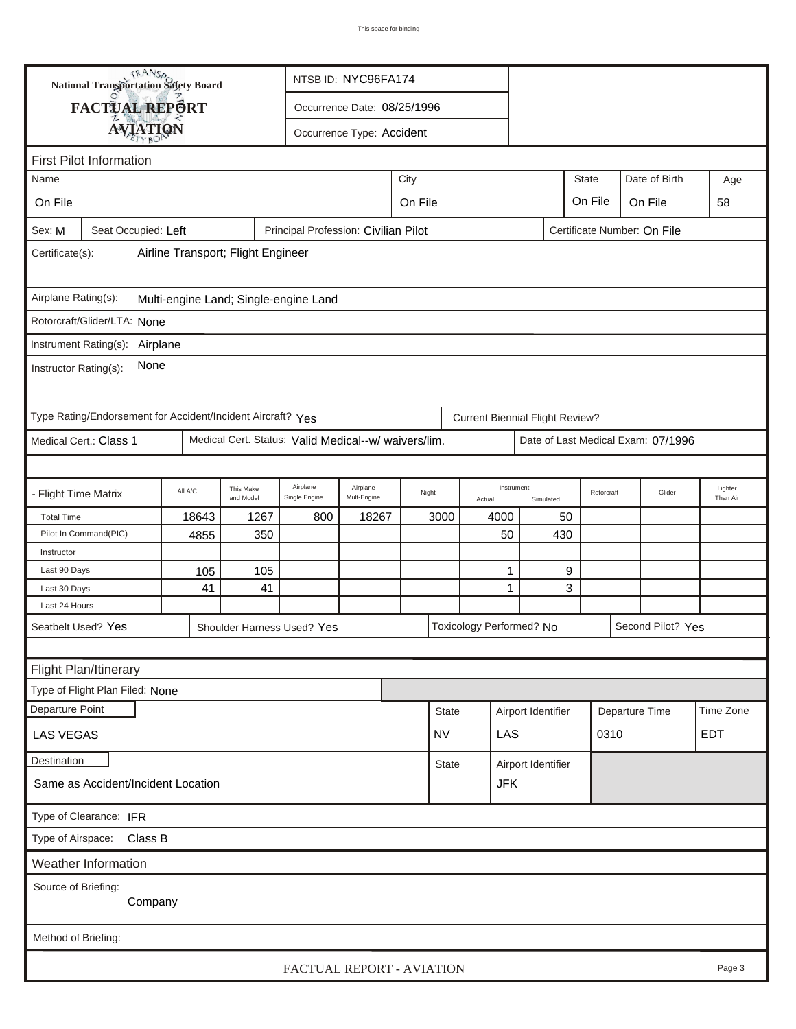This space for binding

**National Transportation Safety Board**

**FACTUAL REPORT**

**AVIATION**

NTSB ID: NYC96FA174

Occurrence Date: 08/25/1996

Occurrence Type: Accident

## First Pilot Information

| Name | City | State | Date of Birth | Age |
|---|---|---|---|---|
| On File | On File | On File | On File | 58 |

Sex: M | Seat Occupied: Left | Principal Profession: Civilian Pilot | Certificate Number: On File

Certificate(s): Airline Transport; Flight Engineer

Airplane Rating(s): Multi-engine Land; Single-engine Land

Rotorcraft/Glider/LTA: None

Instrument Rating(s): Airplane

Instructor Rating(s): None

Type Rating/Endorsement for Accident/Incident Aircraft? Yes | Current Biennial Flight Review?

Medical Cert.: Class 1 | Medical Cert. Status: Valid Medical--w/ waivers/lim. | Date of Last Medical Exam: 07/1996

| - Flight Time Matrix | All A/C | This Make and Model | Airplane Single Engine | Airplane Mult-Engine | Night | Instrument Actual | Instrument Simulated | Rotorcraft | Glider | Lighter Than Air |
|---|---|---|---|---|---|---|---|---|---|---|
| Total Time | 18643 | 1267 | 800 | 18267 | 3000 | 4000 | 50 | | | |
| Pilot In Command(PIC) | 4855 | 350 | | | | 50 | 430 | | | |
| Instructor | | | | | | | | | | |
| Last 90 Days | 105 | 105 | | | | 1 | 9 | | | |
| Last 30 Days | 41 | 41 | | | | 1 | 3 | | | |
| Last 24 Hours | | | | | | | | | | |

Seatbelt Used? Yes | Shoulder Harness Used? Yes | Toxicology Performed? No | Second Pilot? Yes

## Flight Plan/Itinerary

Type of Flight Plan Filed: None

| Departure Point | State | Airport Identifier | Departure Time | Time Zone |
|---|---|---|---|---|
| LAS VEGAS | NV | LAS | 0310 | EDT |

| Destination | State | Airport Identifier |
|---|---|---|
| Same as Accident/Incident Location | | JFK |

Type of Clearance: IFR

Type of Airspace: Class B

## Weather Information

Source of Briefing: Company

Method of Briefing:

FACTUAL REPORT - AVIATION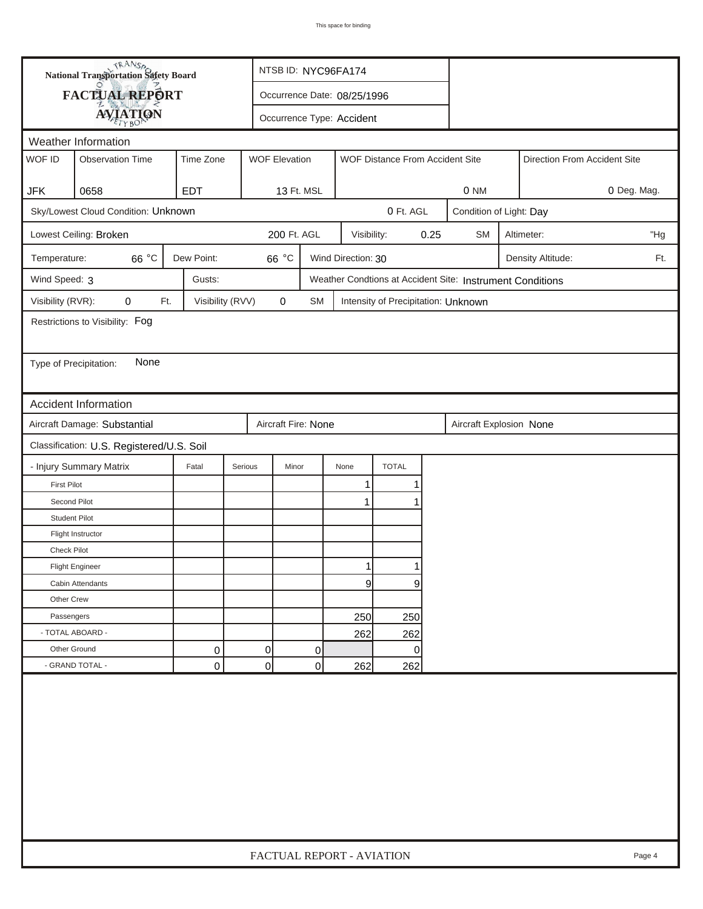# National Transportation Safety Board FACTUAL REPORT AVIATION

NTSB ID: NYC96FA174

Occurrence Date: 08/25/1996

Occurrence Type: Accident

## Weather Information

| WOF ID | Observation Time | Time Zone | WOF Elevation | WOF Distance From Accident Site | Direction From Accident Site |
|---|---|---|---|---|---|
| JFK | 0658 | EDT | 13 Ft. MSL | 0 NM | 0 Deg. Mag. |

Sky/Lowest Cloud Condition: Unknown | 0 Ft. AGL | Condition of Light: Day

Lowest Ceiling: Broken | 200 Ft. AGL | Visibility: 0.25 SM | Altimeter: "Hg

Temperature: 66 °C | Dew Point: 66 °C | Wind Direction: 30 | Density Altitude: Ft.

Wind Speed: 3 | Gusts: | Weather Condtions at Accident Site: Instrument Conditions

Visibility (RVR): 0 Ft. | Visibility (RVV) 0 SM | Intensity of Precipitation: Unknown

Restrictions to Visibility: Fog

Type of Precipitation: None

## Accident Information

Aircraft Damage: Substantial | Aircraft Fire: None | Aircraft Explosion None

Classification: U.S. Registered/U.S. Soil

| - Injury Summary Matrix | Fatal | Serious | Minor | None | TOTAL |
|---|---|---|---|---|---|
| First Pilot | | | | 1 | 1 |
| Second Pilot | | | | 1 | 1 |
| Student Pilot | | | | | |
| Flight Instructor | | | | | |
| Check Pilot | | | | | |
| Flight Engineer | | | | 1 | 1 |
| Cabin Attendants | | | | 9 | 9 |
| Other Crew | | | | | |
| Passengers | | | | 250 | 250 |
| - TOTAL ABOARD - | | | | 262 | 262 |
| Other Ground | 0 | 0 | 0 | | 0 |
| - GRAND TOTAL - | 0 | 0 | 0 | 262 | 262 |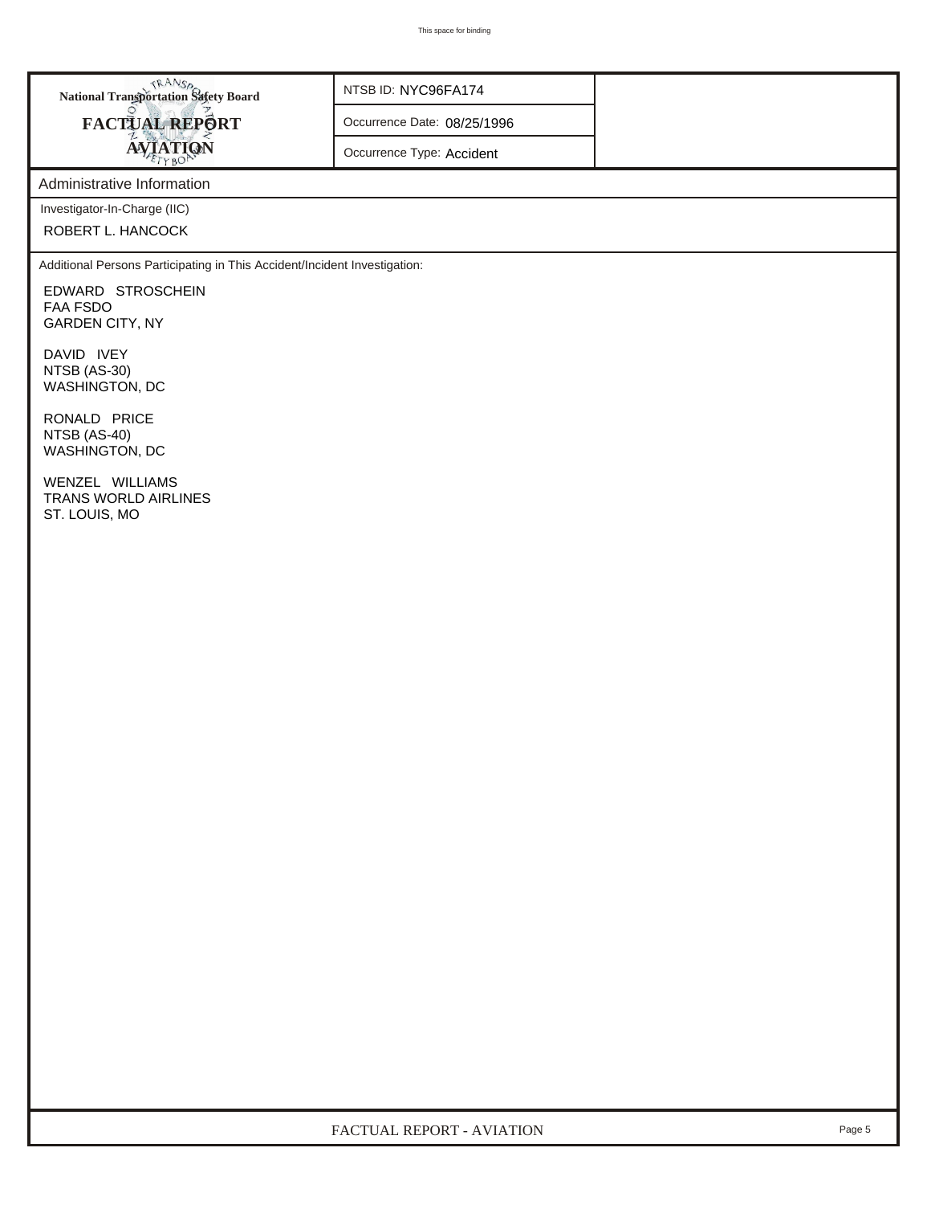**National Transportation Safety Board**

**FACTUAL REPORT**

**AVIATION**

NTSB ID: NYC96FA174

Occurrence Date: 08/25/1996

Occurrence Type: Accident

## Administrative Information

Investigator-In-Charge (IIC)

ROBERT L. HANCOCK

Additional Persons Participating in This Accident/Incident Investigation:

EDWARD STROSCHEIN
FAA FSDO
GARDEN CITY, NY

DAVID IVEY
NTSB (AS-30)
WASHINGTON, DC

RONALD PRICE
NTSB (AS-40)
WASHINGTON, DC

WENZEL WILLIAMS
TRANS WORLD AIRLINES
ST. LOUIS, MO